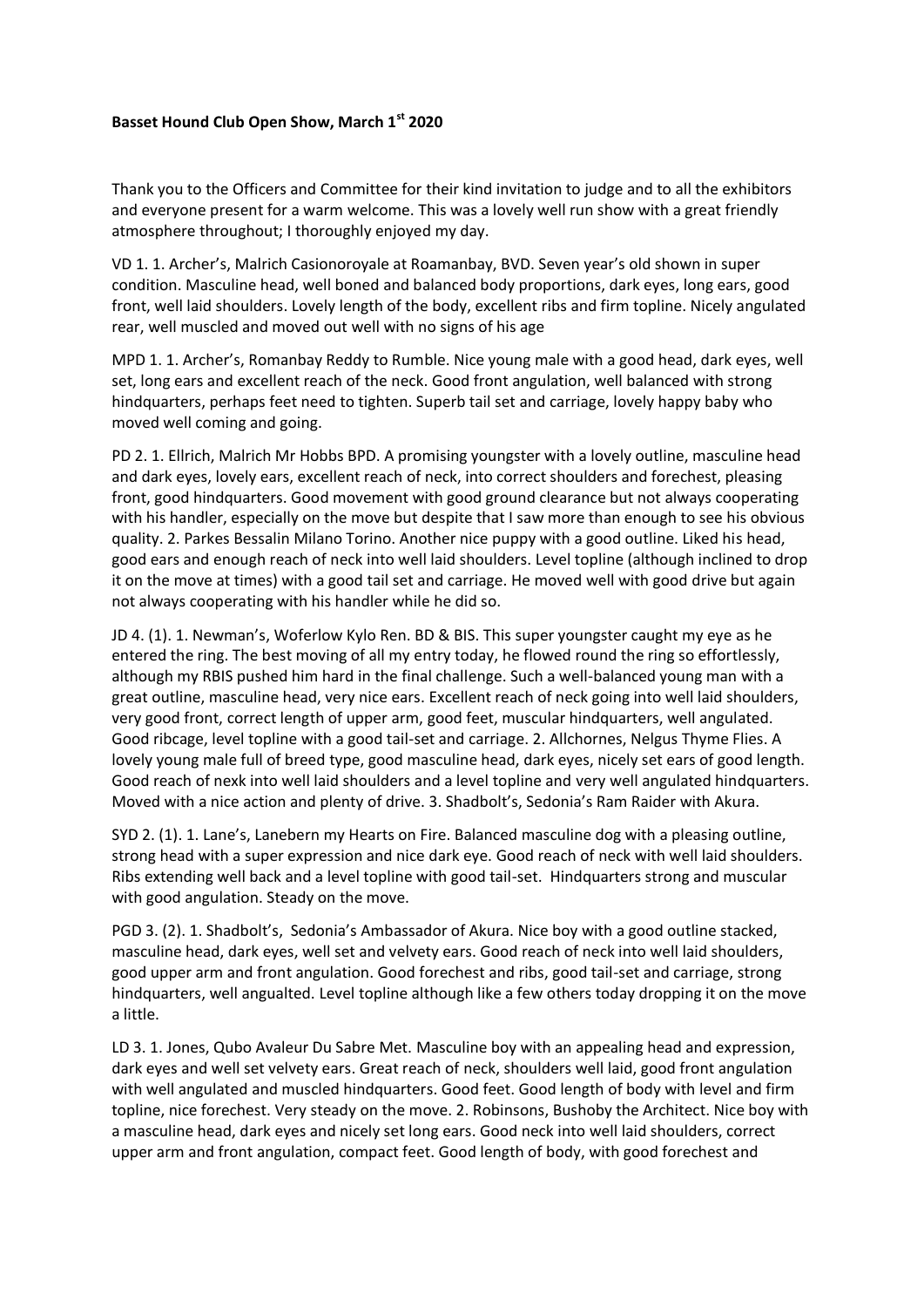**Basset Hound Club Open Show, March 1st 2020**

Thank you to the Officers and Committee for their kind invitation to judge and to all the exhibitors and everyone present for a warm welcome. This was a lovely well run show with a great friendly atmosphere throughout; I thoroughly enjoyed my day.

VD 1. 1. Archer's, Malrich Casionoroyale at Roamanbay, BVD. Seven year's old shown in super condition. Masculine head, well boned and balanced body proportions, dark eyes, long ears, good front, well laid shoulders. Lovely length of the body, excellent ribs and firm topline. Nicely angulated rear, well muscled and moved out well with no signs of his age

MPD 1. 1. Archer's, Romanbay Reddy to Rumble. Nice young male with a good head, dark eyes, well set, long ears and excellent reach of the neck. Good front angulation, well balanced with strong hindquarters, perhaps feet need to tighten. Superb tail set and carriage, lovely happy baby who moved well coming and going.

PD 2. 1. Ellrich, Malrich Mr Hobbs BPD. A promising youngster with a lovely outline, masculine head and dark eyes, lovely ears, excellent reach of neck, into correct shoulders and forechest, pleasing front, good hindquarters. Good movement with good ground clearance but not always cooperating with his handler, especially on the move but despite that I saw more than enough to see his obvious quality. 2. Parkes Bessalin Milano Torino. Another nice puppy with a good outline. Liked his head, good ears and enough reach of neck into well laid shoulders. Level topline (although inclined to drop it on the move at times) with a good tail set and carriage. He moved well with good drive but again not always cooperating with his handler while he did so.

JD 4. (1). 1. Newman's, Woferlow Kylo Ren. BD & BIS. This super youngster caught my eye as he entered the ring. The best moving of all my entry today, he flowed round the ring so effortlessly, although my RBIS pushed him hard in the final challenge. Such a well-balanced young man with a great outline, masculine head, very nice ears. Excellent reach of neck going into well laid shoulders, very good front, correct length of upper arm, good feet, muscular hindquarters, well angulated. Good ribcage, level topline with a good tail-set and carriage. 2. Allchornes, Nelgus Thyme Flies. A lovely young male full of breed type, good masculine head, dark eyes, nicely set ears of good length. Good reach of nexk into well laid shoulders and a level topline and very well angulated hindquarters. Moved with a nice action and plenty of drive. 3. Shadbolt's, Sedonia's Ram Raider with Akura.

SYD 2. (1). 1. Lane's, Lanebern my Hearts on Fire. Balanced masculine dog with a pleasing outline, strong head with a super expression and nice dark eye. Good reach of neck with well laid shoulders. Ribs extending well back and a level topline with good tail-set. Hindquarters strong and muscular with good angulation. Steady on the move.

PGD 3. (2). 1. Shadbolt's, Sedonia's Ambassador of Akura. Nice boy with a good outline stacked, masculine head, dark eyes, well set and velvety ears. Good reach of neck into well laid shoulders, good upper arm and front angulation. Good forechest and ribs, good tail-set and carriage, strong hindquarters, well angualted. Level topline although like a few others today dropping it on the move a little.

LD 3. 1. Jones, Qubo Avaleur Du Sabre Met. Masculine boy with an appealing head and expression, dark eyes and well set velvety ears. Great reach of neck, shoulders well laid, good front angulation with well angulated and muscled hindquarters. Good feet. Good length of body with level and firm topline, nice forechest. Very steady on the move. 2. Robinsons, Bushoby the Architect. Nice boy with a masculine head, dark eyes and nicely set long ears. Good neck into well laid shoulders, correct upper arm and front angulation, compact feet. Good length of body, with good forechest and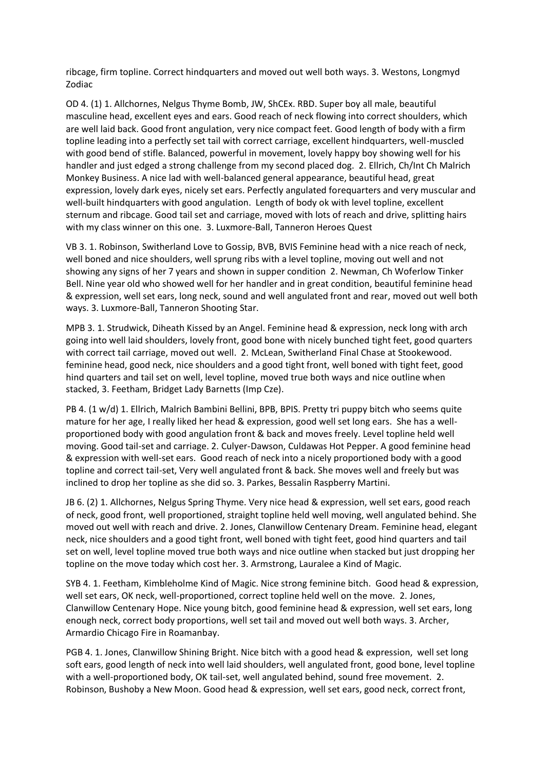ribcage, firm topline. Correct hindquarters and moved out well both ways. 3. Westons, Longmyd Zodiac

OD 4. (1) 1. Allchornes, Nelgus Thyme Bomb, JW, ShCEx. RBD. Super boy all male, beautiful masculine head, excellent eyes and ears. Good reach of neck flowing into correct shoulders, which are well laid back. Good front angulation, very nice compact feet. Good length of body with a firm topline leading into a perfectly set tail with correct carriage, excellent hindquarters, well-muscled with good bend of stifle. Balanced, powerful in movement, lovely happy boy showing well for his handler and just edged a strong challenge from my second placed dog. 2. Ellrich, Ch/Int Ch Malrich Monkey Business. A nice lad with well-balanced general appearance, beautiful head, great expression, lovely dark eyes, nicely set ears. Perfectly angulated forequarters and very muscular and well-built hindquarters with good angulation. Length of body ok with level topline, excellent sternum and ribcage. Good tail set and carriage, moved with lots of reach and drive, splitting hairs with my class winner on this one. 3. Luxmore-Ball, Tanneron Heroes Quest

VB 3. 1. Robinson, Switherland Love to Gossip, BVB, BVIS Feminine head with a nice reach of neck, well boned and nice shoulders, well sprung ribs with a level topline, moving out well and not showing any signs of her 7 years and shown in supper condition 2. Newman, Ch Woferlow Tinker Bell. Nine year old who showed well for her handler and in great condition, beautiful feminine head & expression, well set ears, long neck, sound and well angulated front and rear, moved out well both ways. 3. Luxmore-Ball, Tanneron Shooting Star.

MPB 3. 1. Strudwick, Diheath Kissed by an Angel. Feminine head & expression, neck long with arch going into well laid shoulders, lovely front, good bone with nicely bunched tight feet, good quarters with correct tail carriage, moved out well. 2. McLean, Switherland Final Chase at Stookewood. feminine head, good neck, nice shoulders and a good tight front, well boned with tight feet, good hind quarters and tail set on well, level topline, moved true both ways and nice outline when stacked, 3. Feetham, Bridget Lady Barnetts (Imp Cze).

PB 4. (1 w/d) 1. Ellrich, Malrich Bambini Bellini, BPB, BPIS. Pretty tri puppy bitch who seems quite mature for her age, I really liked her head & expression, good well set long ears. She has a well-proportioned body with good angulation front & back and moves freely. Level topline held well moving. Good tail-set and carriage. 2. Culyer-Dawson, Culdawas Hot Pepper. A good feminine head & expression with well-set ears. Good reach of neck into a nicely proportioned body with a good topline and correct tail-set, Very well angulated front & back. She moves well and freely but was inclined to drop her topline as she did so. 3. Parkes, Bessalin Raspberry Martini.

JB 6. (2) 1. Allchornes, Nelgus Spring Thyme. Very nice head & expression, well set ears, good reach of neck, good front, well proportioned, straight topline held well moving, well angulated behind. She moved out well with reach and drive. 2. Jones, Clanwillow Centenary Dream. Feminine head, elegant neck, nice shoulders and a good tight front, well boned with tight feet, good hind quarters and tail set on well, level topline moved true both ways and nice outline when stacked but just dropping her topline on the move today which cost her. 3. Armstrong, Lauralee a Kind of Magic.

SYB 4. 1. Feetham, Kimbleholme Kind of Magic. Nice strong feminine bitch. Good head & expression, well set ears, OK neck, well-proportioned, correct topline held well on the move. 2. Jones, Clanwillow Centenary Hope. Nice young bitch, good feminine head & expression, well set ears, long enough neck, correct body proportions, well set tail and moved out well both ways. 3. Archer, Armardio Chicago Fire in Roamanbay.

PGB 4. 1. Jones, Clanwillow Shining Bright. Nice bitch with a good head & expression, well set long soft ears, good length of neck into well laid shoulders, well angulated front, good bone, level topline with a well-proportioned body, OK tail-set, well angulated behind, sound free movement. 2. Robinson, Bushoby a New Moon. Good head & expression, well set ears, good neck, correct front,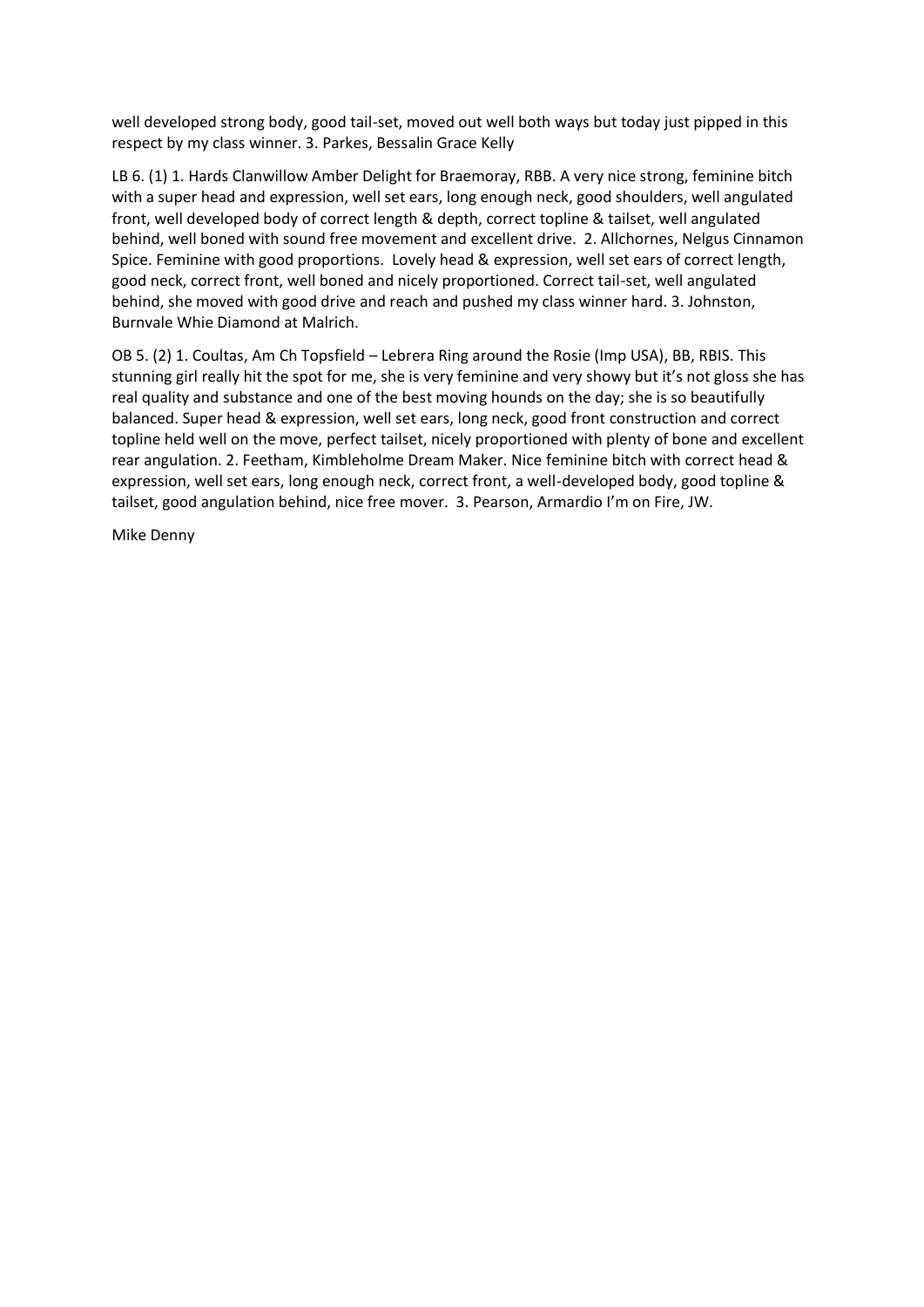well developed strong body, good tail-set, moved out well both ways but today just pipped in this respect by my class winner. 3. Parkes, Bessalin Grace Kelly

LB 6. (1) 1. Hards Clanwillow Amber Delight for Braemoray, RBB. A very nice strong, feminine bitch with a super head and expression, well set ears, long enough neck, good shoulders, well angulated front, well developed body of correct length & depth, correct topline & tailset, well angulated behind, well boned with sound free movement and excellent drive. 2. Allchornes, Nelgus Cinnamon Spice. Feminine with good proportions. Lovely head & expression, well set ears of correct length, good neck, correct front, well boned and nicely proportioned. Correct tail-set, well angulated behind, she moved with good drive and reach and pushed my class winner hard. 3. Johnston, Burnvale Whie Diamond at Malrich.

OB 5. (2) 1. Coultas, Am Ch Topsfield – Lebrera Ring around the Rosie (Imp USA), BB, RBIS. This stunning girl really hit the spot for me, she is very feminine and very showy but it's not gloss she has real quality and substance and one of the best moving hounds on the day; she is so beautifully balanced. Super head & expression, well set ears, long neck, good front construction and correct topline held well on the move, perfect tailset, nicely proportioned with plenty of bone and excellent rear angulation. 2. Feetham, Kimbleholme Dream Maker. Nice feminine bitch with correct head & expression, well set ears, long enough neck, correct front, a well-developed body, good topline & tailset, good angulation behind, nice free mover. 3. Pearson, Armardio I'm on Fire, JW.

Mike Denny